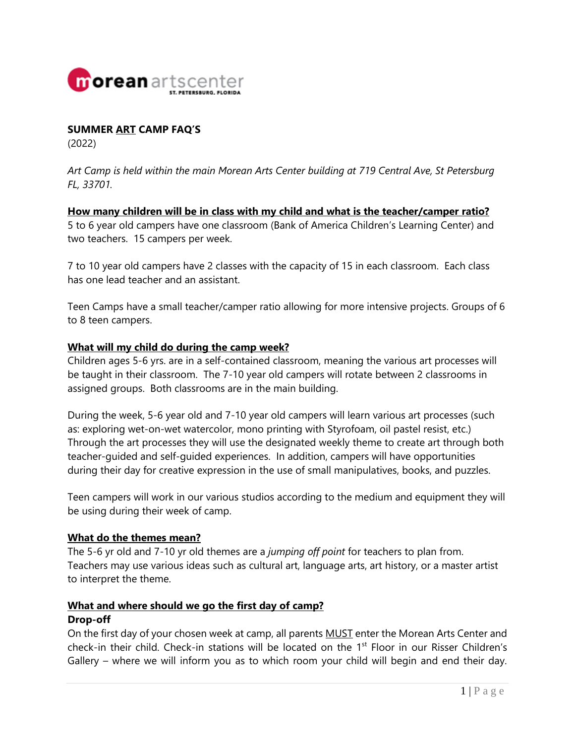# SUMMER ART CAMP FAQ'S

(2022)

*Art Camp is held within the main Morean Arts Center building at 719 Central Ave, St Petersburg FL, 33701.*

## How many children will be in class with my child and what is the teacher/camper ratio?

5 to 6 year old campers have one classroom (Bank of America Children's Learning Center) and two teachers. 15 campers per week.

7 to 10 year old campers have 2 classes with the capacity of 15 in each classroom. Each class has one lead teacher and an assistant.

Teen Camps have a small teacher/camper ratio allowing for more intensive projects. Groups of 6 to 8 teen campers.

## What will my child do during the camp week?

Children ages 5-6 yrs. are in a self-contained classroom, meaning the various art processes will be taught in their classroom. The 7-10 year old campers will rotate between 2 classrooms in assigned groups. Both classrooms are in the main building.

During the week, 5-6 year old and 7-10 year old campers will learn various art processes (such as: exploring wet-on-wet watercolor, mono printing with Styrofoam, oil pastel resist, etc.) Through the art processes they will use the designated weekly theme to create art through both teacher-guided and self-guided experiences. In addition, campers will have opportunities during their day for creative expression in the use of small manipulatives, books, and puzzles.

Teen campers will work in our various studios according to the medium and equipment they will be using during their week of camp.

## What do the themes mean?

The 5-6 yr old and 7-10 yr old themes are a *jumping off point* for teachers to plan from. Teachers may use various ideas such as cultural art, language arts, art history, or a master artist to interpret the theme.

## What and where should we go the first day of camp?

**Drop-off**

On the first day of your chosen week at camp, all parents MUST enter the Morean Arts Center and check-in their child. Check-in stations will be located on the 1st Floor in our Risser Children's Gallery – where we will inform you as to which room your child will begin and end their day.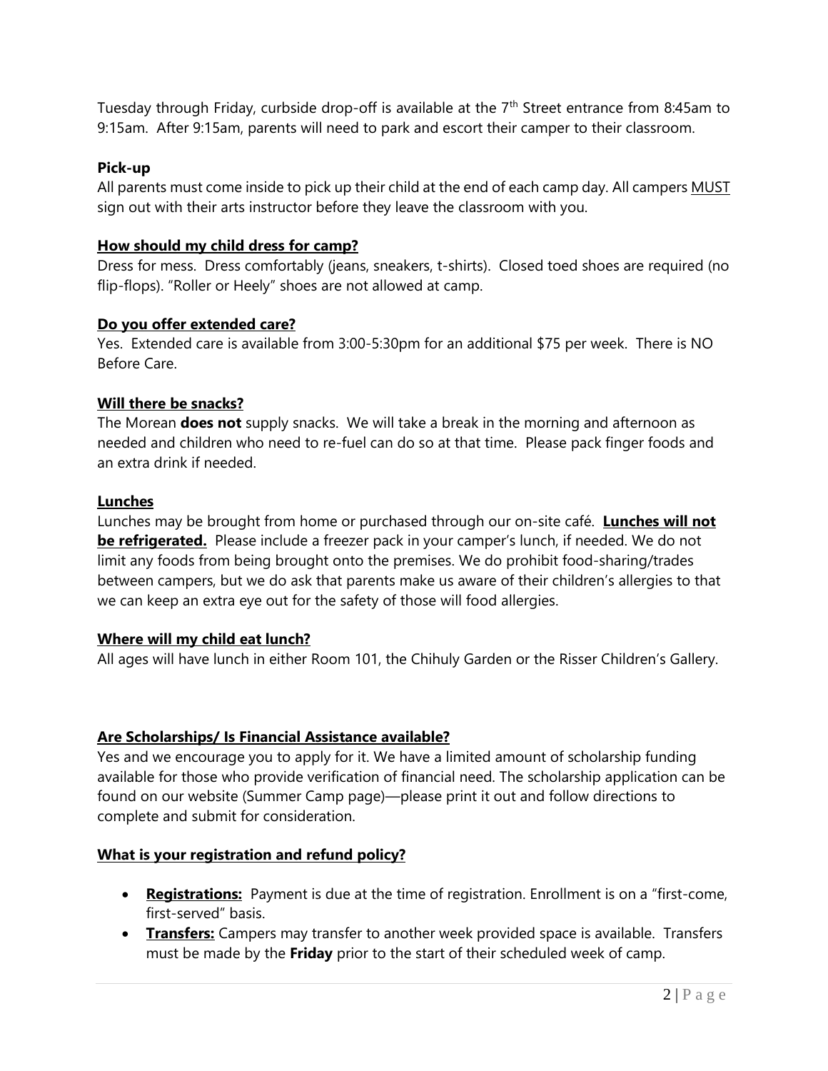Tuesday through Friday, curbside drop-off is available at the 7th Street entrance from 8:45am to 9:15am. After 9:15am, parents will need to park and escort their camper to their classroom.

**Pick-up**

All parents must come inside to pick up their child at the end of each camp day. All campers MUST sign out with their arts instructor before they leave the classroom with you.

**How should my child dress for camp?**

Dress for mess. Dress comfortably (jeans, sneakers, t-shirts). Closed toed shoes are required (no flip-flops). "Roller or Heely" shoes are not allowed at camp.

**Do you offer extended care?**

Yes. Extended care is available from 3:00-5:30pm for an additional $75 per week. There is NO Before Care.

**Will there be snacks?**

The Morean **does not** supply snacks. We will take a break in the morning and afternoon as needed and children who need to re-fuel can do so at that time. Please pack finger foods and an extra drink if needed.

**Lunches**

Lunches may be brought from home or purchased through our on-site café. **Lunches will not be refrigerated.** Please include a freezer pack in your camper's lunch, if needed. We do not limit any foods from being brought onto the premises. We do prohibit food-sharing/trades between campers, but we do ask that parents make us aware of their children's allergies to that we can keep an extra eye out for the safety of those will food allergies.

**Where will my child eat lunch?**

All ages will have lunch in either Room 101, the Chihuly Garden or the Risser Children's Gallery.

**Are Scholarships/ Is Financial Assistance available?**

Yes and we encourage you to apply for it. We have a limited amount of scholarship funding available for those who provide verification of financial need. The scholarship application can be found on our website (Summer Camp page)—please print it out and follow directions to complete and submit for consideration.

**What is your registration and refund policy?**

- **Registrations:** Payment is due at the time of registration. Enrollment is on a "first-come, first-served" basis.
- **Transfers:** Campers may transfer to another week provided space is available. Transfers must be made by the **Friday** prior to the start of their scheduled week of camp.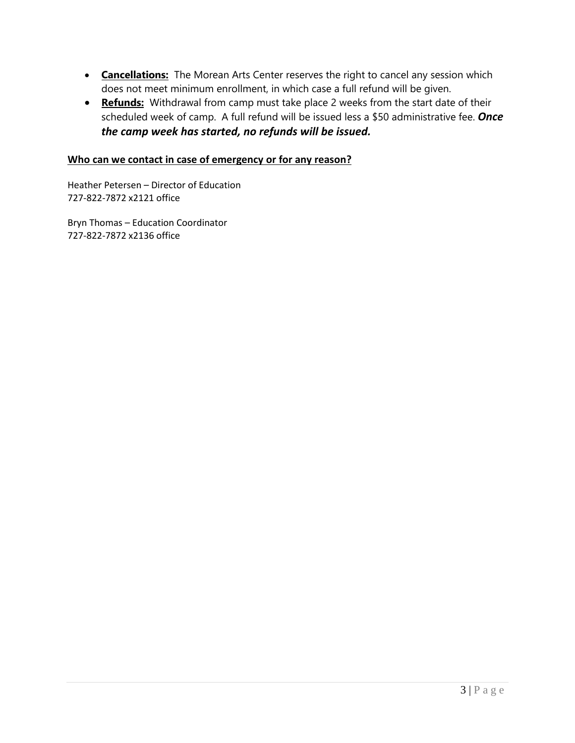- **Cancellations:** The Morean Arts Center reserves the right to cancel any session which does not meet minimum enrollment, in which case a full refund will be given.
- **Refunds:** Withdrawal from camp must take place 2 weeks from the start date of their scheduled week of camp. A full refund will be issued less a $50 administrative fee. ***Once the camp week has started, no refunds will be issued.***

**Who can we contact in case of emergency or for any reason?**

Heather Petersen – Director of Education
727-822-7872 x2121 office

Bryn Thomas – Education Coordinator
727-822-7872 x2136 office